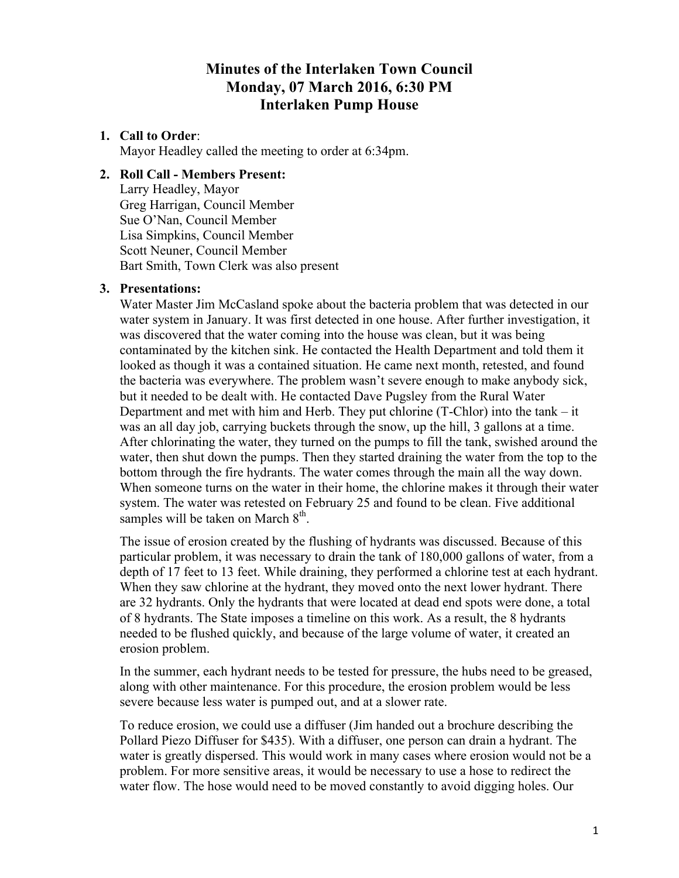# Minutes of the Interlaken Town Council
## Monday, 07 March 2016, 6:30 PM
## Interlaken Pump House

1. **Call to Order**:
   Mayor Headley called the meeting to order at 6:34pm.

2. **Roll Call - Members Present:**
   Larry Headley, Mayor
   Greg Harrigan, Council Member
   Sue O'Nan, Council Member
   Lisa Simpkins, Council Member
   Scott Neuner, Council Member
   Bart Smith, Town Clerk was also present

3. **Presentations:**
   Water Master Jim McCasland spoke about the bacteria problem that was detected in our water system in January. It was first detected in one house. After further investigation, it was discovered that the water coming into the house was clean, but it was being contaminated by the kitchen sink. He contacted the Health Department and told them it looked as though it was a contained situation. He came next month, retested, and found the bacteria was everywhere. The problem wasn't severe enough to make anybody sick, but it needed to be dealt with. He contacted Dave Pugsley from the Rural Water Department and met with him and Herb. They put chlorine (T-Chlor) into the tank – it was an all day job, carrying buckets through the snow, up the hill, 3 gallons at a time. After chlorinating the water, they turned on the pumps to fill the tank, swished around the water, then shut down the pumps. Then they started draining the water from the top to the bottom through the fire hydrants. The water comes through the main all the way down. When someone turns on the water in their home, the chlorine makes it through their water system. The water was retested on February 25 and found to be clean. Five additional samples will be taken on March 8th.

   The issue of erosion created by the flushing of hydrants was discussed. Because of this particular problem, it was necessary to drain the tank of 180,000 gallons of water, from a depth of 17 feet to 13 feet. While draining, they performed a chlorine test at each hydrant. When they saw chlorine at the hydrant, they moved onto the next lower hydrant. There are 32 hydrants. Only the hydrants that were located at dead end spots were done, a total of 8 hydrants. The State imposes a timeline on this work. As a result, the 8 hydrants needed to be flushed quickly, and because of the large volume of water, it created an erosion problem.

   In the summer, each hydrant needs to be tested for pressure, the hubs need to be greased, along with other maintenance. For this procedure, the erosion problem would be less severe because less water is pumped out, and at a slower rate.

   To reduce erosion, we could use a diffuser (Jim handed out a brochure describing the Pollard Piezo Diffuser for $435). With a diffuser, one person can drain a hydrant. The water is greatly dispersed. This would work in many cases where erosion would not be a problem. For more sensitive areas, it would be necessary to use a hose to redirect the water flow. The hose would need to be moved constantly to avoid digging holes. Our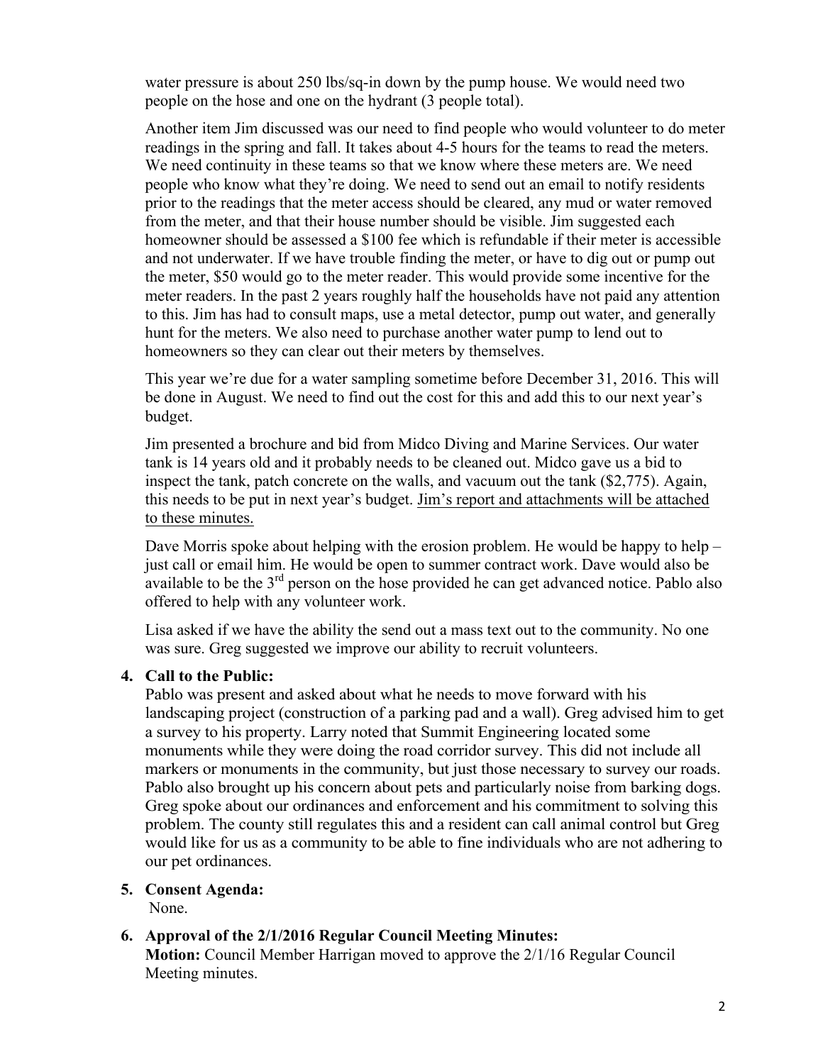water pressure is about 250 lbs/sq-in down by the pump house. We would need two people on the hose and one on the hydrant (3 people total).

Another item Jim discussed was our need to find people who would volunteer to do meter readings in the spring and fall. It takes about 4-5 hours for the teams to read the meters. We need continuity in these teams so that we know where these meters are. We need people who know what they're doing. We need to send out an email to notify residents prior to the readings that the meter access should be cleared, any mud or water removed from the meter, and that their house number should be visible. Jim suggested each homeowner should be assessed a $100 fee which is refundable if their meter is accessible and not underwater. If we have trouble finding the meter, or have to dig out or pump out the meter, $50 would go to the meter reader. This would provide some incentive for the meter readers. In the past 2 years roughly half the households have not paid any attention to this. Jim has had to consult maps, use a metal detector, pump out water, and generally hunt for the meters. We also need to purchase another water pump to lend out to homeowners so they can clear out their meters by themselves.

This year we're due for a water sampling sometime before December 31, 2016. This will be done in August. We need to find out the cost for this and add this to our next year's budget.

Jim presented a brochure and bid from Midco Diving and Marine Services. Our water tank is 14 years old and it probably needs to be cleaned out. Midco gave us a bid to inspect the tank, patch concrete on the walls, and vacuum out the tank ($2,775). Again, this needs to be put in next year's budget. <u>Jim's report and attachments will be attached to these minutes.</u>

Dave Morris spoke about helping with the erosion problem. He would be happy to help – just call or email him. He would be open to summer contract work. Dave would also be available to be the 3rd person on the hose provided he can get advanced notice. Pablo also offered to help with any volunteer work.

Lisa asked if we have the ability the send out a mass text out to the community. No one was sure. Greg suggested we improve our ability to recruit volunteers.

**4. Call to the Public:**

Pablo was present and asked about what he needs to move forward with his landscaping project (construction of a parking pad and a wall). Greg advised him to get a survey to his property. Larry noted that Summit Engineering located some monuments while they were doing the road corridor survey. This did not include all markers or monuments in the community, but just those necessary to survey our roads. Pablo also brought up his concern about pets and particularly noise from barking dogs. Greg spoke about our ordinances and enforcement and his commitment to solving this problem. The county still regulates this and a resident can call animal control but Greg would like for us as a community to be able to fine individuals who are not adhering to our pet ordinances.

**5. Consent Agenda:**

None.

**6. Approval of the 2/1/2016 Regular Council Meeting Minutes:**

**Motion:** Council Member Harrigan moved to approve the 2/1/16 Regular Council Meeting minutes.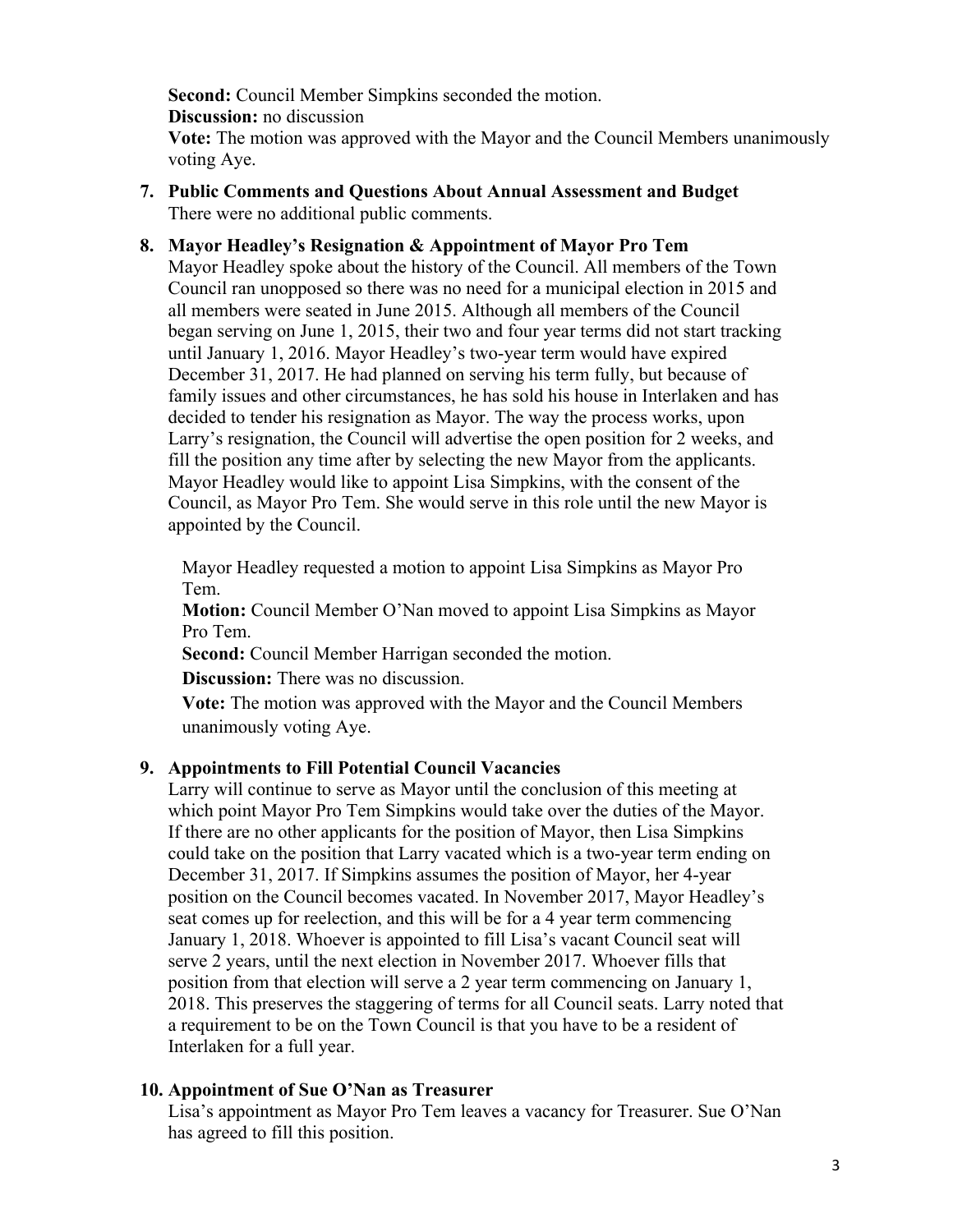**Second:** Council Member Simpkins seconded the motion.
**Discussion:** no discussion
**Vote:** The motion was approved with the Mayor and the Council Members unanimously voting Aye.

7. **Public Comments and Questions About Annual Assessment and Budget**
   There were no additional public comments.

8. **Mayor Headley's Resignation & Appointment of Mayor Pro Tem**
   Mayor Headley spoke about the history of the Council. All members of the Town Council ran unopposed so there was no need for a municipal election in 2015 and all members were seated in June 2015. Although all members of the Council began serving on June 1, 2015, their two and four year terms did not start tracking until January 1, 2016. Mayor Headley's two-year term would have expired December 31, 2017. He had planned on serving his term fully, but because of family issues and other circumstances, he has sold his house in Interlaken and has decided to tender his resignation as Mayor. The way the process works, upon Larry's resignation, the Council will advertise the open position for 2 weeks, and fill the position any time after by selecting the new Mayor from the applicants. Mayor Headley would like to appoint Lisa Simpkins, with the consent of the Council, as Mayor Pro Tem. She would serve in this role until the new Mayor is appointed by the Council.

   Mayor Headley requested a motion to appoint Lisa Simpkins as Mayor Pro Tem.
   **Motion:** Council Member O'Nan moved to appoint Lisa Simpkins as Mayor Pro Tem.
   **Second:** Council Member Harrigan seconded the motion.
   **Discussion:** There was no discussion.
   **Vote:** The motion was approved with the Mayor and the Council Members unanimously voting Aye.

9. **Appointments to Fill Potential Council Vacancies**
   Larry will continue to serve as Mayor until the conclusion of this meeting at which point Mayor Pro Tem Simpkins would take over the duties of the Mayor. If there are no other applicants for the position of Mayor, then Lisa Simpkins could take on the position that Larry vacated which is a two-year term ending on December 31, 2017. If Simpkins assumes the position of Mayor, her 4-year position on the Council becomes vacated. In November 2017, Mayor Headley's seat comes up for reelection, and this will be for a 4 year term commencing January 1, 2018. Whoever is appointed to fill Lisa's vacant Council seat will serve 2 years, until the next election in November 2017. Whoever fills that position from that election will serve a 2 year term commencing on January 1, 2018. This preserves the staggering of terms for all Council seats. Larry noted that a requirement to be on the Town Council is that you have to be a resident of Interlaken for a full year.

10. **Appointment of Sue O'Nan as Treasurer**
    Lisa's appointment as Mayor Pro Tem leaves a vacancy for Treasurer. Sue O'Nan has agreed to fill this position.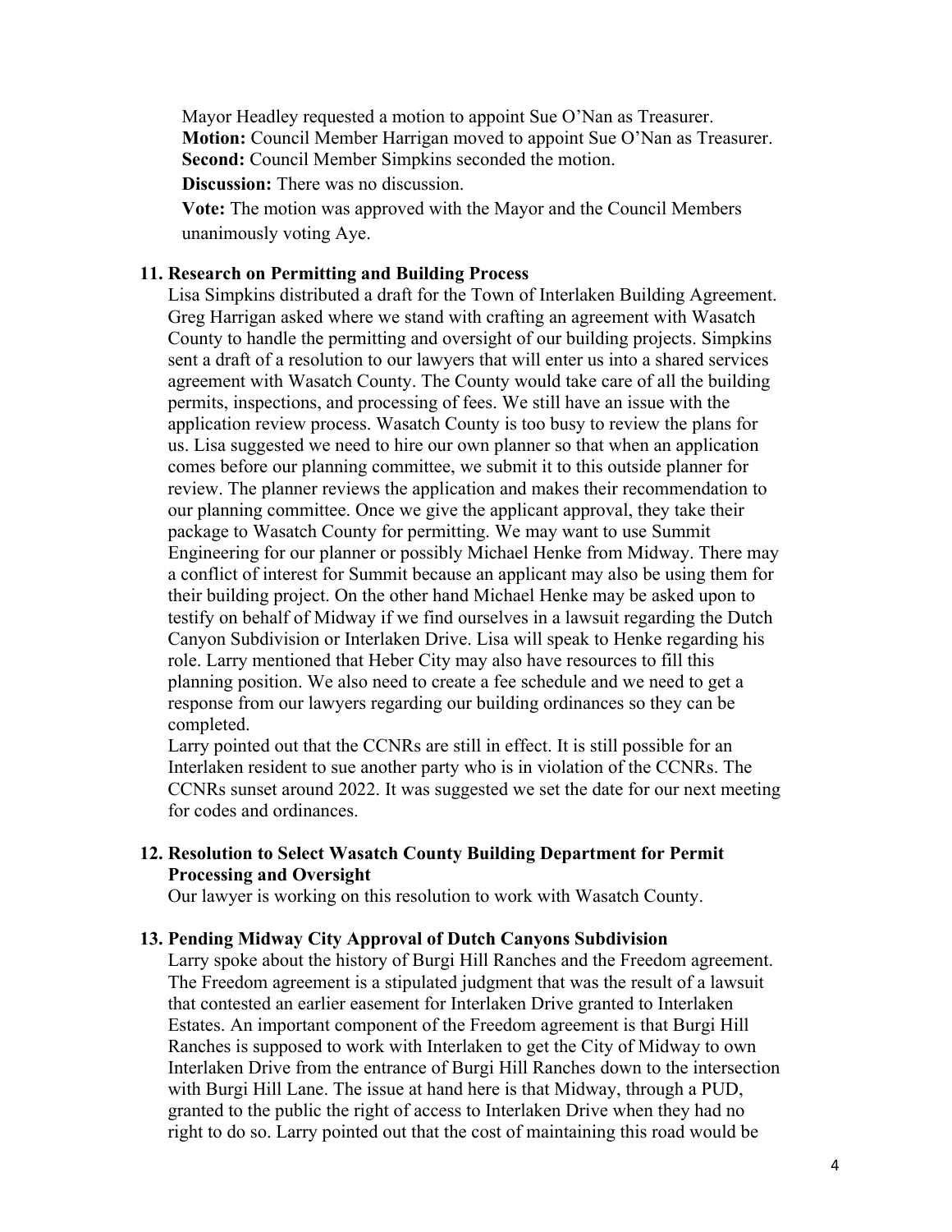Mayor Headley requested a motion to appoint Sue O'Nan as Treasurer.
**Motion:** Council Member Harrigan moved to appoint Sue O'Nan as Treasurer.
**Second:** Council Member Simpkins seconded the motion.
**Discussion:** There was no discussion.
**Vote:** The motion was approved with the Mayor and the Council Members unanimously voting Aye.

**11. Research on Permitting and Building Process**

Lisa Simpkins distributed a draft for the Town of Interlaken Building Agreement. Greg Harrigan asked where we stand with crafting an agreement with Wasatch County to handle the permitting and oversight of our building projects. Simpkins sent a draft of a resolution to our lawyers that will enter us into a shared services agreement with Wasatch County. The County would take care of all the building permits, inspections, and processing of fees. We still have an issue with the application review process. Wasatch County is too busy to review the plans for us. Lisa suggested we need to hire our own planner so that when an application comes before our planning committee, we submit it to this outside planner for review. The planner reviews the application and makes their recommendation to our planning committee. Once we give the applicant approval, they take their package to Wasatch County for permitting. We may want to use Summit Engineering for our planner or possibly Michael Henke from Midway. There may a conflict of interest for Summit because an applicant may also be using them for their building project. On the other hand Michael Henke may be asked upon to testify on behalf of Midway if we find ourselves in a lawsuit regarding the Dutch Canyon Subdivision or Interlaken Drive. Lisa will speak to Henke regarding his role. Larry mentioned that Heber City may also have resources to fill this planning position. We also need to create a fee schedule and we need to get a response from our lawyers regarding our building ordinances so they can be completed.

Larry pointed out that the CCNRs are still in effect. It is still possible for an Interlaken resident to sue another party who is in violation of the CCNRs. The CCNRs sunset around 2022. It was suggested we set the date for our next meeting for codes and ordinances.

**12. Resolution to Select Wasatch County Building Department for Permit Processing and Oversight**

Our lawyer is working on this resolution to work with Wasatch County.

**13. Pending Midway City Approval of Dutch Canyons Subdivision**

Larry spoke about the history of Burgi Hill Ranches and the Freedom agreement. The Freedom agreement is a stipulated judgment that was the result of a lawsuit that contested an earlier easement for Interlaken Drive granted to Interlaken Estates. An important component of the Freedom agreement is that Burgi Hill Ranches is supposed to work with Interlaken to get the City of Midway to own Interlaken Drive from the entrance of Burgi Hill Ranches down to the intersection with Burgi Hill Lane. The issue at hand here is that Midway, through a PUD, granted to the public the right of access to Interlaken Drive when they had no right to do so. Larry pointed out that the cost of maintaining this road would be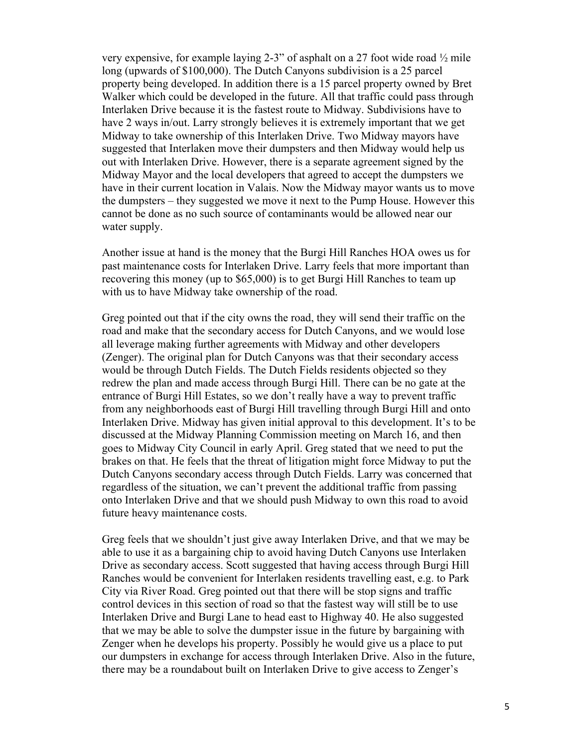very expensive, for example laying 2-3" of asphalt on a 27 foot wide road ½ mile long (upwards of $100,000). The Dutch Canyons subdivision is a 25 parcel property being developed. In addition there is a 15 parcel property owned by Bret Walker which could be developed in the future. All that traffic could pass through Interlaken Drive because it is the fastest route to Midway. Subdivisions have to have 2 ways in/out. Larry strongly believes it is extremely important that we get Midway to take ownership of this Interlaken Drive. Two Midway mayors have suggested that Interlaken move their dumpsters and then Midway would help us out with Interlaken Drive. However, there is a separate agreement signed by the Midway Mayor and the local developers that agreed to accept the dumpsters we have in their current location in Valais. Now the Midway mayor wants us to move the dumpsters – they suggested we move it next to the Pump House. However this cannot be done as no such source of contaminants would be allowed near our water supply.

Another issue at hand is the money that the Burgi Hill Ranches HOA owes us for past maintenance costs for Interlaken Drive. Larry feels that more important than recovering this money (up to $65,000) is to get Burgi Hill Ranches to team up with us to have Midway take ownership of the road.

Greg pointed out that if the city owns the road, they will send their traffic on the road and make that the secondary access for Dutch Canyons, and we would lose all leverage making further agreements with Midway and other developers (Zenger). The original plan for Dutch Canyons was that their secondary access would be through Dutch Fields. The Dutch Fields residents objected so they redrew the plan and made access through Burgi Hill. There can be no gate at the entrance of Burgi Hill Estates, so we don't really have a way to prevent traffic from any neighborhoods east of Burgi Hill travelling through Burgi Hill and onto Interlaken Drive. Midway has given initial approval to this development. It's to be discussed at the Midway Planning Commission meeting on March 16, and then goes to Midway City Council in early April. Greg stated that we need to put the brakes on that. He feels that the threat of litigation might force Midway to put the Dutch Canyons secondary access through Dutch Fields. Larry was concerned that regardless of the situation, we can't prevent the additional traffic from passing onto Interlaken Drive and that we should push Midway to own this road to avoid future heavy maintenance costs.

Greg feels that we shouldn't just give away Interlaken Drive, and that we may be able to use it as a bargaining chip to avoid having Dutch Canyons use Interlaken Drive as secondary access. Scott suggested that having access through Burgi Hill Ranches would be convenient for Interlaken residents travelling east, e.g. to Park City via River Road. Greg pointed out that there will be stop signs and traffic control devices in this section of road so that the fastest way will still be to use Interlaken Drive and Burgi Lane to head east to Highway 40. He also suggested that we may be able to solve the dumpster issue in the future by bargaining with Zenger when he develops his property. Possibly he would give us a place to put our dumpsters in exchange for access through Interlaken Drive. Also in the future, there may be a roundabout built on Interlaken Drive to give access to Zenger's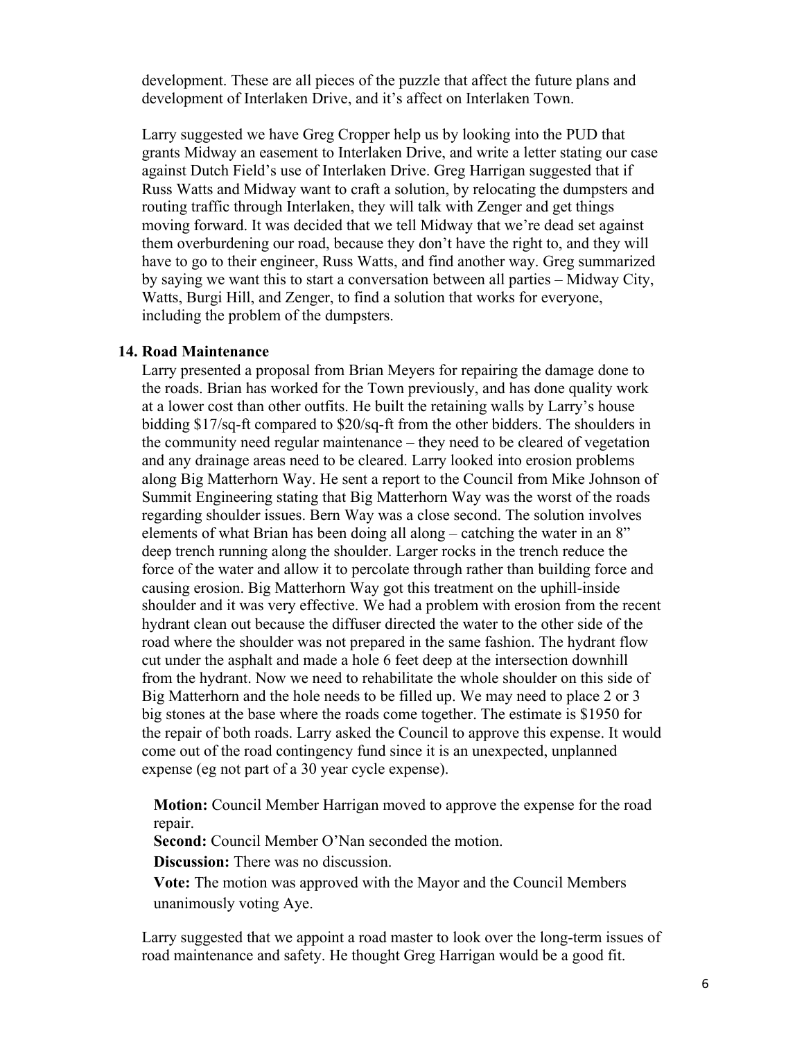development. These are all pieces of the puzzle that affect the future plans and development of Interlaken Drive, and it's affect on Interlaken Town.

Larry suggested we have Greg Cropper help us by looking into the PUD that grants Midway an easement to Interlaken Drive, and write a letter stating our case against Dutch Field's use of Interlaken Drive. Greg Harrigan suggested that if Russ Watts and Midway want to craft a solution, by relocating the dumpsters and routing traffic through Interlaken, they will talk with Zenger and get things moving forward. It was decided that we tell Midway that we're dead set against them overburdening our road, because they don't have the right to, and they will have to go to their engineer, Russ Watts, and find another way. Greg summarized by saying we want this to start a conversation between all parties – Midway City, Watts, Burgi Hill, and Zenger, to find a solution that works for everyone, including the problem of the dumpsters.

**14. Road Maintenance**

Larry presented a proposal from Brian Meyers for repairing the damage done to the roads. Brian has worked for the Town previously, and has done quality work at a lower cost than other outfits. He built the retaining walls by Larry's house bidding $17/sq-ft compared to $20/sq-ft from the other bidders. The shoulders in the community need regular maintenance – they need to be cleared of vegetation and any drainage areas need to be cleared. Larry looked into erosion problems along Big Matterhorn Way. He sent a report to the Council from Mike Johnson of Summit Engineering stating that Big Matterhorn Way was the worst of the roads regarding shoulder issues. Bern Way was a close second. The solution involves elements of what Brian has been doing all along – catching the water in an 8" deep trench running along the shoulder. Larger rocks in the trench reduce the force of the water and allow it to percolate through rather than building force and causing erosion. Big Matterhorn Way got this treatment on the uphill-inside shoulder and it was very effective. We had a problem with erosion from the recent hydrant clean out because the diffuser directed the water to the other side of the road where the shoulder was not prepared in the same fashion. The hydrant flow cut under the asphalt and made a hole 6 feet deep at the intersection downhill from the hydrant. Now we need to rehabilitate the whole shoulder on this side of Big Matterhorn and the hole needs to be filled up. We may need to place 2 or 3 big stones at the base where the roads come together. The estimate is $1950 for the repair of both roads. Larry asked the Council to approve this expense. It would come out of the road contingency fund since it is an unexpected, unplanned expense (eg not part of a 30 year cycle expense).

**Motion:** Council Member Harrigan moved to approve the expense for the road repair.
**Second:** Council Member O'Nan seconded the motion.
**Discussion:** There was no discussion.
**Vote:** The motion was approved with the Mayor and the Council Members unanimously voting Aye.

Larry suggested that we appoint a road master to look over the long-term issues of road maintenance and safety. He thought Greg Harrigan would be a good fit.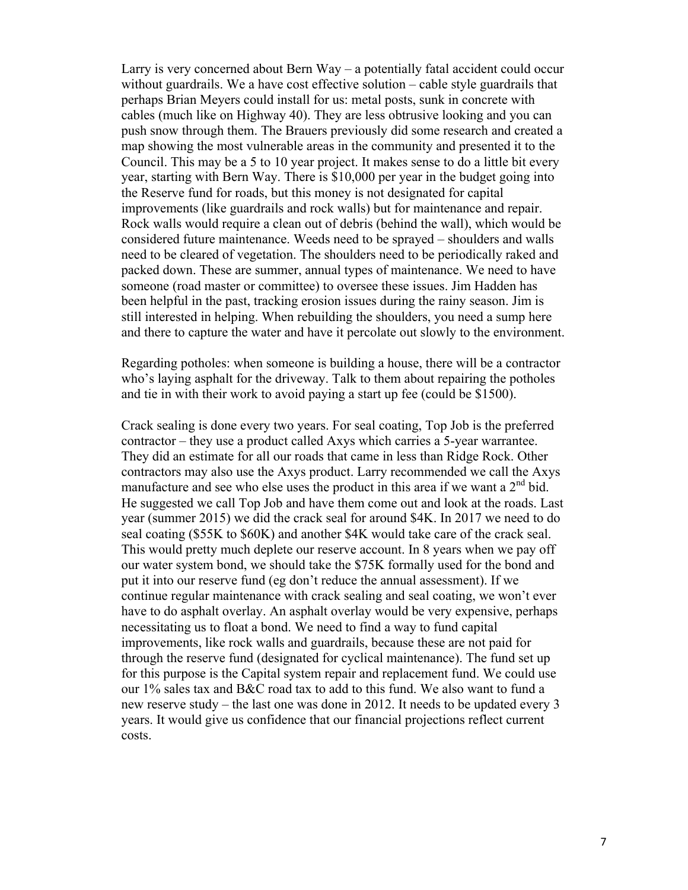Larry is very concerned about Bern Way – a potentially fatal accident could occur without guardrails. We a have cost effective solution – cable style guardrails that perhaps Brian Meyers could install for us: metal posts, sunk in concrete with cables (much like on Highway 40). They are less obtrusive looking and you can push snow through them. The Brauers previously did some research and created a map showing the most vulnerable areas in the community and presented it to the Council. This may be a 5 to 10 year project. It makes sense to do a little bit every year, starting with Bern Way. There is $10,000 per year in the budget going into the Reserve fund for roads, but this money is not designated for capital improvements (like guardrails and rock walls) but for maintenance and repair. Rock walls would require a clean out of debris (behind the wall), which would be considered future maintenance. Weeds need to be sprayed – shoulders and walls need to be cleared of vegetation. The shoulders need to be periodically raked and packed down. These are summer, annual types of maintenance. We need to have someone (road master or committee) to oversee these issues. Jim Hadden has been helpful in the past, tracking erosion issues during the rainy season. Jim is still interested in helping. When rebuilding the shoulders, you need a sump here and there to capture the water and have it percolate out slowly to the environment.

Regarding potholes: when someone is building a house, there will be a contractor who's laying asphalt for the driveway. Talk to them about repairing the potholes and tie in with their work to avoid paying a start up fee (could be $1500).

Crack sealing is done every two years. For seal coating, Top Job is the preferred contractor – they use a product called Axys which carries a 5-year warrantee. They did an estimate for all our roads that came in less than Ridge Rock. Other contractors may also use the Axys product. Larry recommended we call the Axys manufacture and see who else uses the product in this area if we want a 2nd bid. He suggested we call Top Job and have them come out and look at the roads. Last year (summer 2015) we did the crack seal for around $4K. In 2017 we need to do seal coating ($55K to $60K) and another $4K would take care of the crack seal. This would pretty much deplete our reserve account. In 8 years when we pay off our water system bond, we should take the $75K formally used for the bond and put it into our reserve fund (eg don't reduce the annual assessment). If we continue regular maintenance with crack sealing and seal coating, we won't ever have to do asphalt overlay. An asphalt overlay would be very expensive, perhaps necessitating us to float a bond. We need to find a way to fund capital improvements, like rock walls and guardrails, because these are not paid for through the reserve fund (designated for cyclical maintenance). The fund set up for this purpose is the Capital system repair and replacement fund. We could use our 1% sales tax and B&C road tax to add to this fund. We also want to fund a new reserve study – the last one was done in 2012. It needs to be updated every 3 years. It would give us confidence that our financial projections reflect current costs.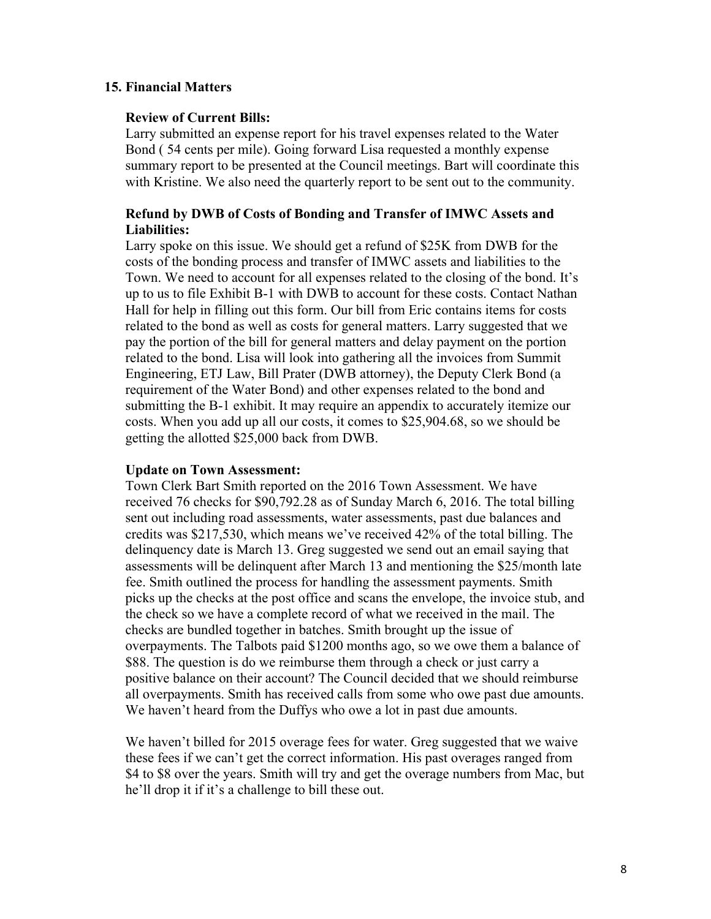## 15. Financial Matters

### Review of Current Bills:

Larry submitted an expense report for his travel expenses related to the Water Bond ( 54 cents per mile). Going forward Lisa requested a monthly expense summary report to be presented at the Council meetings. Bart will coordinate this with Kristine. We also need the quarterly report to be sent out to the community.

### Refund by DWB of Costs of Bonding and Transfer of IMWC Assets and Liabilities:

Larry spoke on this issue. We should get a refund of $25K from DWB for the costs of the bonding process and transfer of IMWC assets and liabilities to the Town. We need to account for all expenses related to the closing of the bond. It's up to us to file Exhibit B-1 with DWB to account for these costs. Contact Nathan Hall for help in filling out this form. Our bill from Eric contains items for costs related to the bond as well as costs for general matters. Larry suggested that we pay the portion of the bill for general matters and delay payment on the portion related to the bond. Lisa will look into gathering all the invoices from Summit Engineering, ETJ Law, Bill Prater (DWB attorney), the Deputy Clerk Bond (a requirement of the Water Bond) and other expenses related to the bond and submitting the B-1 exhibit. It may require an appendix to accurately itemize our costs. When you add up all our costs, it comes to $25,904.68, so we should be getting the allotted $25,000 back from DWB.

### Update on Town Assessment:

Town Clerk Bart Smith reported on the 2016 Town Assessment. We have received 76 checks for $90,792.28 as of Sunday March 6, 2016. The total billing sent out including road assessments, water assessments, past due balances and credits was $217,530, which means we've received 42% of the total billing. The delinquency date is March 13. Greg suggested we send out an email saying that assessments will be delinquent after March 13 and mentioning the $25/month late fee. Smith outlined the process for handling the assessment payments. Smith picks up the checks at the post office and scans the envelope, the invoice stub, and the check so we have a complete record of what we received in the mail. The checks are bundled together in batches. Smith brought up the issue of overpayments. The Talbots paid $1200 months ago, so we owe them a balance of $88. The question is do we reimburse them through a check or just carry a positive balance on their account? The Council decided that we should reimburse all overpayments. Smith has received calls from some who owe past due amounts. We haven't heard from the Duffys who owe a lot in past due amounts.

We haven't billed for 2015 overage fees for water. Greg suggested that we waive these fees if we can't get the correct information. His past overages ranged from $4 to $8 over the years. Smith will try and get the overage numbers from Mac, but he'll drop it if it's a challenge to bill these out.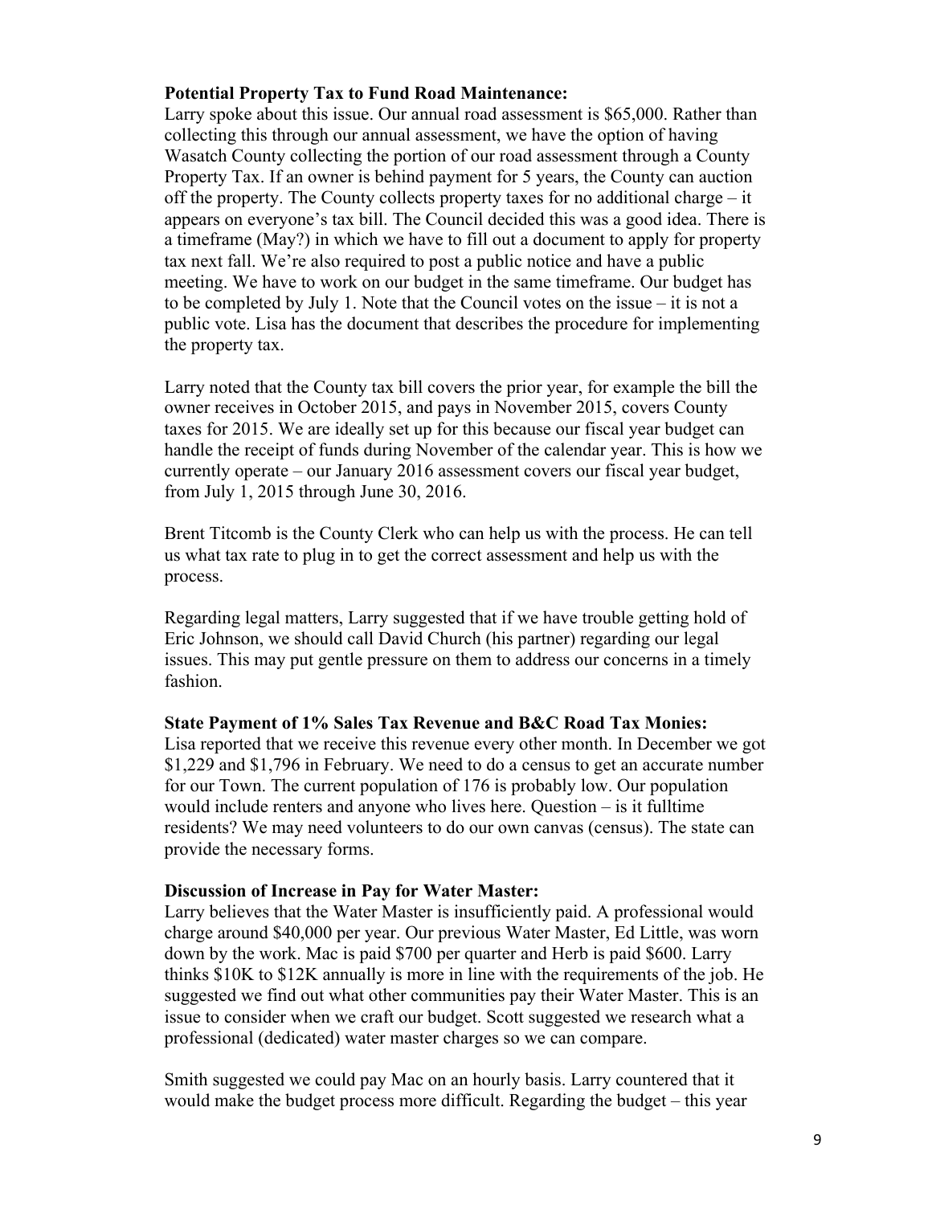**Potential Property Tax to Fund Road Maintenance:**
Larry spoke about this issue. Our annual road assessment is $65,000. Rather than collecting this through our annual assessment, we have the option of having Wasatch County collecting the portion of our road assessment through a County Property Tax. If an owner is behind payment for 5 years, the County can auction off the property. The County collects property taxes for no additional charge – it appears on everyone's tax bill. The Council decided this was a good idea. There is a timeframe (May?) in which we have to fill out a document to apply for property tax next fall. We're also required to post a public notice and have a public meeting. We have to work on our budget in the same timeframe. Our budget has to be completed by July 1. Note that the Council votes on the issue – it is not a public vote. Lisa has the document that describes the procedure for implementing the property tax.

Larry noted that the County tax bill covers the prior year, for example the bill the owner receives in October 2015, and pays in November 2015, covers County taxes for 2015. We are ideally set up for this because our fiscal year budget can handle the receipt of funds during November of the calendar year. This is how we currently operate – our January 2016 assessment covers our fiscal year budget, from July 1, 2015 through June 30, 2016.

Brent Titcomb is the County Clerk who can help us with the process. He can tell us what tax rate to plug in to get the correct assessment and help us with the process.

Regarding legal matters, Larry suggested that if we have trouble getting hold of Eric Johnson, we should call David Church (his partner) regarding our legal issues. This may put gentle pressure on them to address our concerns in a timely fashion.

**State Payment of 1% Sales Tax Revenue and B&C Road Tax Monies:**
Lisa reported that we receive this revenue every other month. In December we got $1,229 and $1,796 in February. We need to do a census to get an accurate number for our Town. The current population of 176 is probably low. Our population would include renters and anyone who lives here. Question – is it fulltime residents? We may need volunteers to do our own canvas (census). The state can provide the necessary forms.

**Discussion of Increase in Pay for Water Master:**
Larry believes that the Water Master is insufficiently paid. A professional would charge around $40,000 per year. Our previous Water Master, Ed Little, was worn down by the work. Mac is paid $700 per quarter and Herb is paid $600. Larry thinks $10K to $12K annually is more in line with the requirements of the job. He suggested we find out what other communities pay their Water Master. This is an issue to consider when we craft our budget. Scott suggested we research what a professional (dedicated) water master charges so we can compare.

Smith suggested we could pay Mac on an hourly basis. Larry countered that it would make the budget process more difficult. Regarding the budget – this year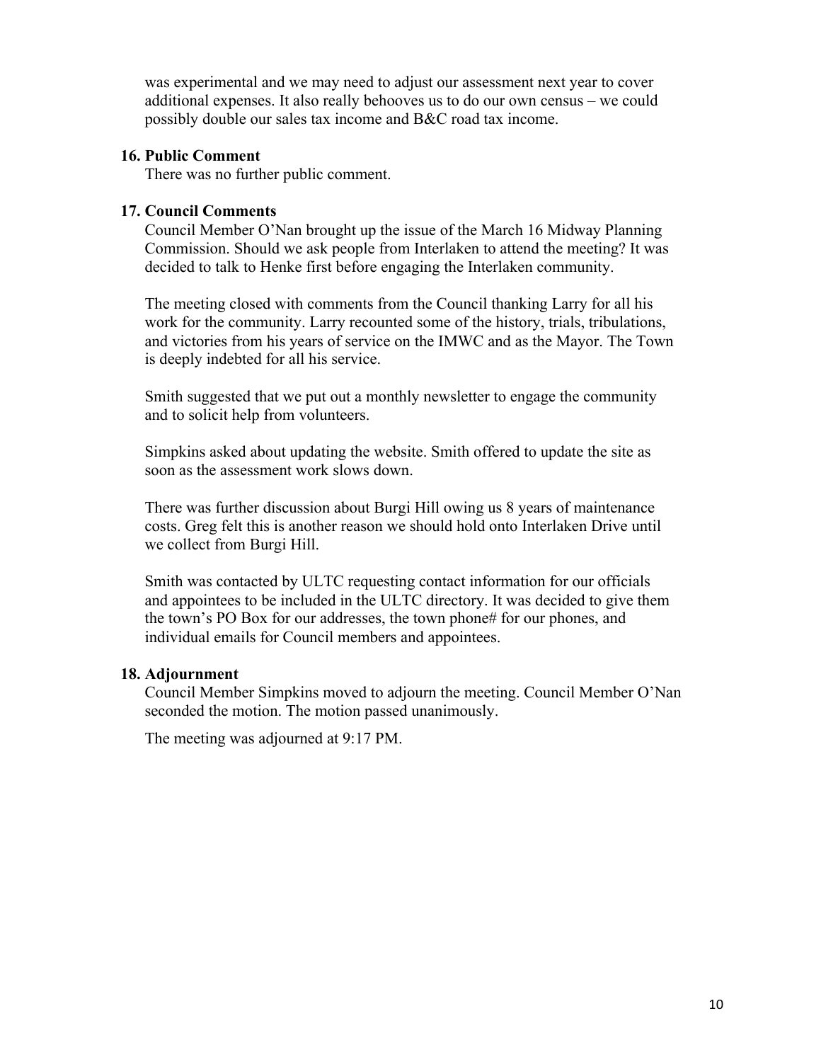was experimental and we may need to adjust our assessment next year to cover additional expenses. It also really behooves us to do our own census – we could possibly double our sales tax income and B&C road tax income.

**16. Public Comment**

There was no further public comment.

**17. Council Comments**

Council Member O'Nan brought up the issue of the March 16 Midway Planning Commission. Should we ask people from Interlaken to attend the meeting? It was decided to talk to Henke first before engaging the Interlaken community.

The meeting closed with comments from the Council thanking Larry for all his work for the community. Larry recounted some of the history, trials, tribulations, and victories from his years of service on the IMWC and as the Mayor. The Town is deeply indebted for all his service.

Smith suggested that we put out a monthly newsletter to engage the community and to solicit help from volunteers.

Simpkins asked about updating the website. Smith offered to update the site as soon as the assessment work slows down.

There was further discussion about Burgi Hill owing us 8 years of maintenance costs. Greg felt this is another reason we should hold onto Interlaken Drive until we collect from Burgi Hill.

Smith was contacted by ULTC requesting contact information for our officials and appointees to be included in the ULTC directory. It was decided to give them the town's PO Box for our addresses, the town phone# for our phones, and individual emails for Council members and appointees.

**18. Adjournment**

Council Member Simpkins moved to adjourn the meeting. Council Member O'Nan seconded the motion. The motion passed unanimously.

The meeting was adjourned at 9:17 PM.